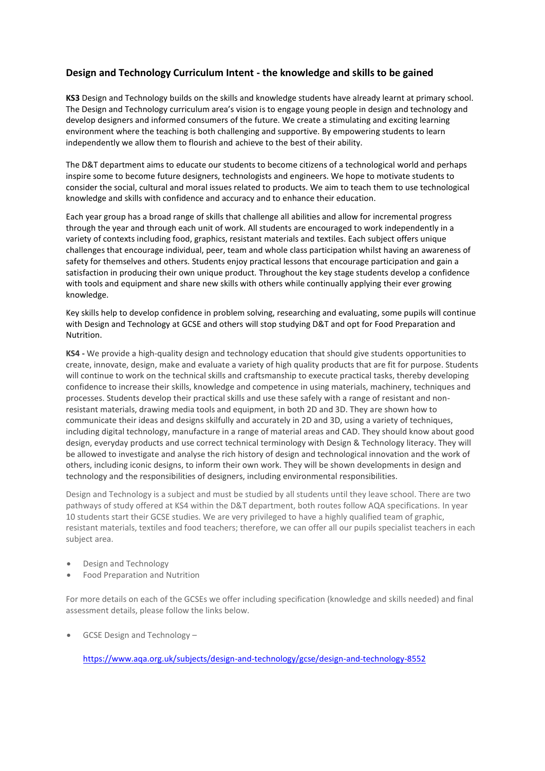## Design and Technology Curriculum Intent - the knowledge and skills to be gained

**KS3** Design and Technology builds on the skills and knowledge students have already learnt at primary school. The Design and Technology curriculum area's vision is to engage young people in design and technology and develop designers and informed consumers of the future. We create a stimulating and exciting learning environment where the teaching is both challenging and supportive. By empowering students to learn independently we allow them to flourish and achieve to the best of their ability.

The D&T department aims to educate our students to become citizens of a technological world and perhaps inspire some to become future designers, technologists and engineers. We hope to motivate students to consider the social, cultural and moral issues related to products. We aim to teach them to use technological knowledge and skills with confidence and accuracy and to enhance their education.

Each year group has a broad range of skills that challenge all abilities and allow for incremental progress through the year and through each unit of work. All students are encouraged to work independently in a variety of contexts including food, graphics, resistant materials and textiles. Each subject offers unique challenges that encourage individual, peer, team and whole class participation whilst having an awareness of safety for themselves and others. Students enjoy practical lessons that encourage participation and gain a satisfaction in producing their own unique product. Throughout the key stage students develop a confidence with tools and equipment and share new skills with others while continually applying their ever growing knowledge.

Key skills help to develop confidence in problem solving, researching and evaluating, some pupils will continue with Design and Technology at GCSE and others will stop studying D&T and opt for Food Preparation and Nutrition.

**KS4 -** We provide a high-quality design and technology education that should give students opportunities to create, innovate, design, make and evaluate a variety of high quality products that are fit for purpose. Students will continue to work on the technical skills and craftsmanship to execute practical tasks, thereby developing confidence to increase their skills, knowledge and competence in using materials, machinery, techniques and processes. Students develop their practical skills and use these safely with a range of resistant and non-resistant materials, drawing media tools and equipment, in both 2D and 3D. They are shown how to communicate their ideas and designs skilfully and accurately in 2D and 3D, using a variety of techniques, including digital technology, manufacture in a range of material areas and CAD. They should know about good design, everyday products and use correct technical terminology with Design & Technology literacy. They will be allowed to investigate and analyse the rich history of design and technological innovation and the work of others, including iconic designs, to inform their own work. They will be shown developments in design and technology and the responsibilities of designers, including environmental responsibilities.

Design and Technology is a subject and must be studied by all students until they leave school. There are two pathways of study offered at KS4 within the D&T department, both routes follow AQA specifications. In year 10 students start their GCSE studies. We are very privileged to have a highly qualified team of graphic, resistant materials, textiles and food teachers; therefore, we can offer all our pupils specialist teachers in each subject area.

- Design and Technology
- Food Preparation and Nutrition

For more details on each of the GCSEs we offer including specification (knowledge and skills needed) and final assessment details, please follow the links below.

- GCSE Design and Technology –

  https://www.aqa.org.uk/subjects/design-and-technology/gcse/design-and-technology-8552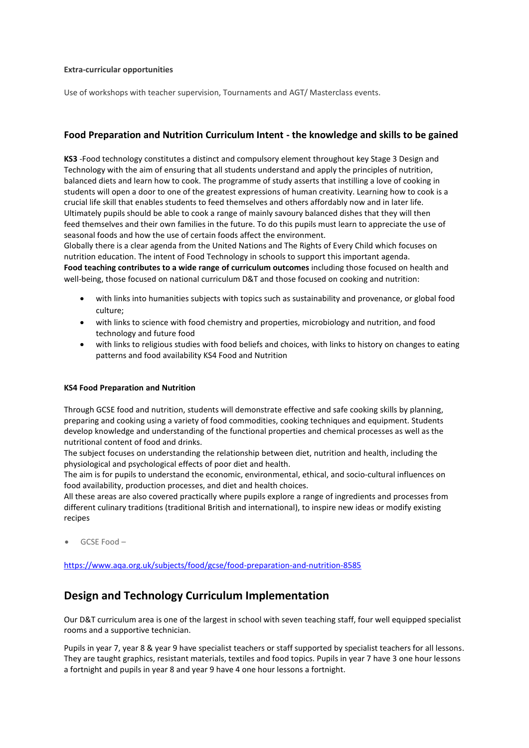**Extra-curricular opportunities**

Use of workshops with teacher supervision, Tournaments and AGT/ Masterclass events.

## Food Preparation and Nutrition Curriculum Intent - the knowledge and skills to be gained

**KS3** -Food technology constitutes a distinct and compulsory element throughout key Stage 3 Design and Technology with the aim of ensuring that all students understand and apply the principles of nutrition, balanced diets and learn how to cook. The programme of study asserts that instilling a love of cooking in students will open a door to one of the greatest expressions of human creativity. Learning how to cook is a crucial life skill that enables students to feed themselves and others affordably now and in later life. Ultimately pupils should be able to cook a range of mainly savoury balanced dishes that they will then feed themselves and their own families in the future. To do this pupils must learn to appreciate the use of seasonal foods and how the use of certain foods affect the environment.
Globally there is a clear agenda from the United Nations and The Rights of Every Child which focuses on nutrition education. The intent of Food Technology in schools to support this important agenda.
**Food teaching contributes to a wide range of curriculum outcomes** including those focused on health and well-being, those focused on national curriculum D&T and those focused on cooking and nutrition:

- with links into humanities subjects with topics such as sustainability and provenance, or global food culture;
- with links to science with food chemistry and properties, microbiology and nutrition, and food technology and future food
- with links to religious studies with food beliefs and choices, with links to history on changes to eating patterns and food availability KS4 Food and Nutrition

**KS4 Food Preparation and Nutrition**

Through GCSE food and nutrition, students will demonstrate effective and safe cooking skills by planning, preparing and cooking using a variety of food commodities, cooking techniques and equipment. Students develop knowledge and understanding of the functional properties and chemical processes as well as the nutritional content of food and drinks.
The subject focuses on understanding the relationship between diet, nutrition and health, including the physiological and psychological effects of poor diet and health.
The aim is for pupils to understand the economic, environmental, ethical, and socio-cultural influences on food availability, production processes, and diet and health choices.
All these areas are also covered practically where pupils explore a range of ingredients and processes from different culinary traditions (traditional British and international), to inspire new ideas or modify existing recipes

- GCSE Food –

https://www.aqa.org.uk/subjects/food/gcse/food-preparation-and-nutrition-8585

# Design and Technology Curriculum Implementation

Our D&T curriculum area is one of the largest in school with seven teaching staff, four well equipped specialist rooms and a supportive technician.

Pupils in year 7, year 8 & year 9 have specialist teachers or staff supported by specialist teachers for all lessons. They are taught graphics, resistant materials, textiles and food topics. Pupils in year 7 have 3 one hour lessons a fortnight and pupils in year 8 and year 9 have 4 one hour lessons a fortnight.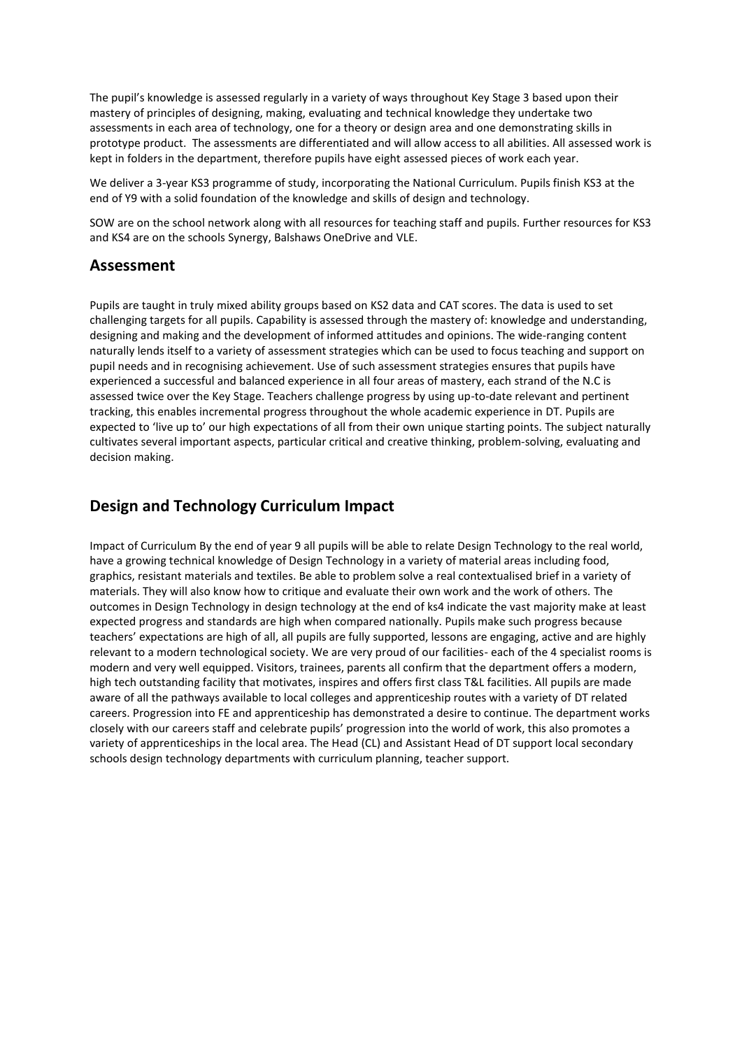The pupil's knowledge is assessed regularly in a variety of ways throughout Key Stage 3 based upon their mastery of principles of designing, making, evaluating and technical knowledge they undertake two assessments in each area of technology, one for a theory or design area and one demonstrating skills in prototype product. The assessments are differentiated and will allow access to all abilities. All assessed work is kept in folders in the department, therefore pupils have eight assessed pieces of work each year.

We deliver a 3-year KS3 programme of study, incorporating the National Curriculum. Pupils finish KS3 at the end of Y9 with a solid foundation of the knowledge and skills of design and technology.

SOW are on the school network along with all resources for teaching staff and pupils. Further resources for KS3 and KS4 are on the schools Synergy, Balshaws OneDrive and VLE.

## Assessment

Pupils are taught in truly mixed ability groups based on KS2 data and CAT scores. The data is used to set challenging targets for all pupils. Capability is assessed through the mastery of: knowledge and understanding, designing and making and the development of informed attitudes and opinions. The wide-ranging content naturally lends itself to a variety of assessment strategies which can be used to focus teaching and support on pupil needs and in recognising achievement. Use of such assessment strategies ensures that pupils have experienced a successful and balanced experience in all four areas of mastery, each strand of the N.C is assessed twice over the Key Stage. Teachers challenge progress by using up-to-date relevant and pertinent tracking, this enables incremental progress throughout the whole academic experience in DT. Pupils are expected to 'live up to' our high expectations of all from their own unique starting points. The subject naturally cultivates several important aspects, particular critical and creative thinking, problem-solving, evaluating and decision making.

## Design and Technology Curriculum Impact

Impact of Curriculum By the end of year 9 all pupils will be able to relate Design Technology to the real world, have a growing technical knowledge of Design Technology in a variety of material areas including food, graphics, resistant materials and textiles. Be able to problem solve a real contextualised brief in a variety of materials. They will also know how to critique and evaluate their own work and the work of others. The outcomes in Design Technology in design technology at the end of ks4 indicate the vast majority make at least expected progress and standards are high when compared nationally. Pupils make such progress because teachers' expectations are high of all, all pupils are fully supported, lessons are engaging, active and are highly relevant to a modern technological society. We are very proud of our facilities- each of the 4 specialist rooms is modern and very well equipped. Visitors, trainees, parents all confirm that the department offers a modern, high tech outstanding facility that motivates, inspires and offers first class T&L facilities. All pupils are made aware of all the pathways available to local colleges and apprenticeship routes with a variety of DT related careers. Progression into FE and apprenticeship has demonstrated a desire to continue. The department works closely with our careers staff and celebrate pupils' progression into the world of work, this also promotes a variety of apprenticeships in the local area. The Head (CL) and Assistant Head of DT support local secondary schools design technology departments with curriculum planning, teacher support.